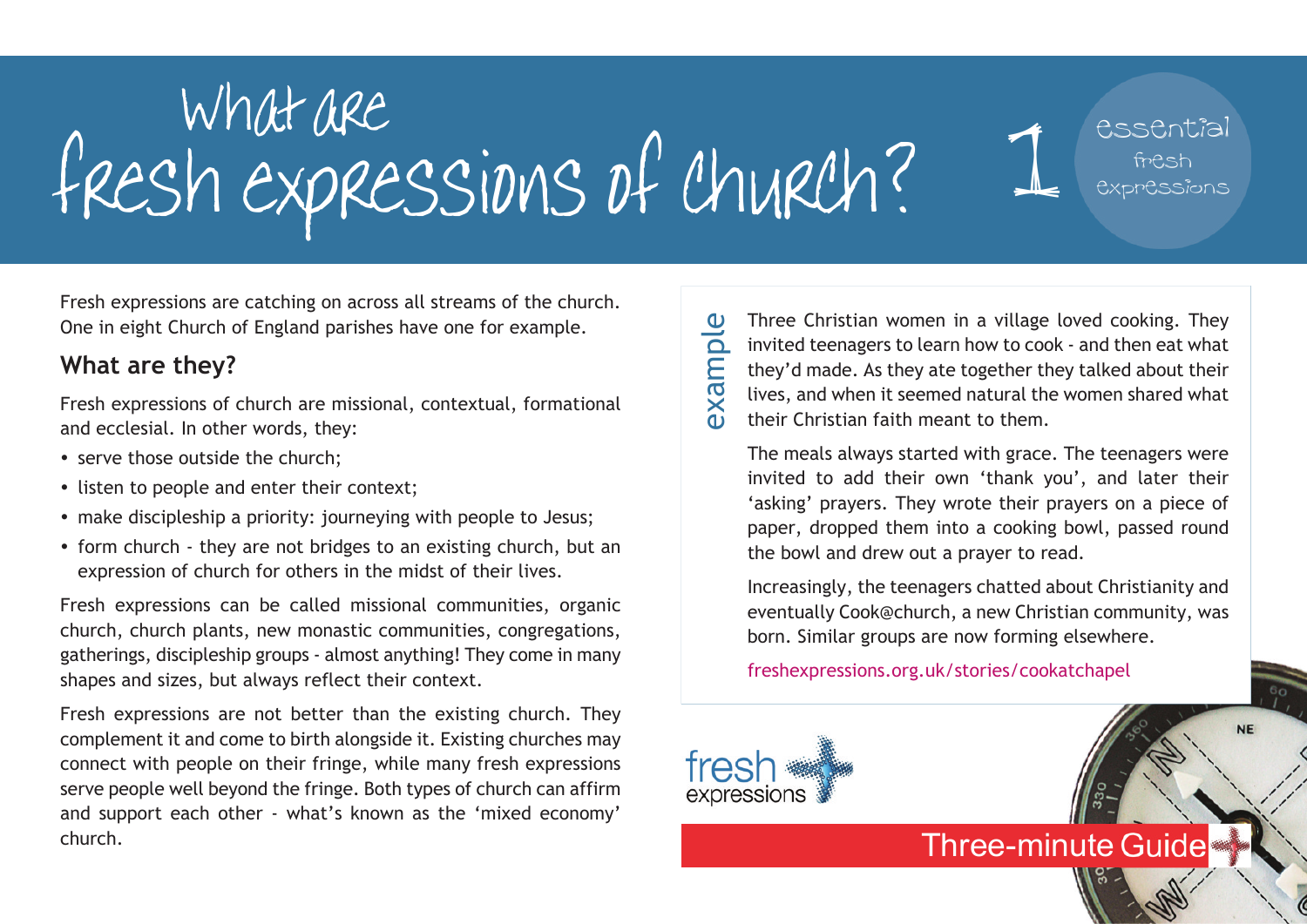# What are fresh expressions of church?

1 essential fresh expressions

Fresh expressions are catching on across all streams of the church. One in eight Church of England parishes have one for example.

## What are they?

Fresh expressions of church are missional, contextual, formational and ecclesial. In other words, they:

- serve those outside the church;
- listen to people and enter their context;
- make discipleship a priority: journeying with people to Jesus;
- form church - they are not bridges to an existing church, but an expression of church for others in the midst of their lives.

Fresh expressions can be called missional communities, organic church, church plants, new monastic communities, congregations, gatherings, discipleship groups - almost anything! They come in many shapes and sizes, but always reflect their context.

Fresh expressions are not better than the existing church. They complement it and come to birth alongside it. Existing churches may connect with people on their fringe, while many fresh expressions serve people well beyond the fringe. Both types of church can affirm and support each other - what's known as the 'mixed economy' church.

**example**

Three Christian women in a village loved cooking. They invited teenagers to learn how to cook - and then eat what they'd made. As they ate together they talked about their lives, and when it seemed natural the women shared what their Christian faith meant to them.

The meals always started with grace. The teenagers were invited to add their own 'thank you', and later their 'asking' prayers. They wrote their prayers on a piece of paper, dropped them into a cooking bowl, passed round the bowl and drew out a prayer to read.

Increasingly, the teenagers chatted about Christianity and eventually Cook@church, a new Christian community, was born. Similar groups are now forming elsewhere.

freshexpressions.org.uk/stories/cookatchapel

fresh expressions

Three-minute Guide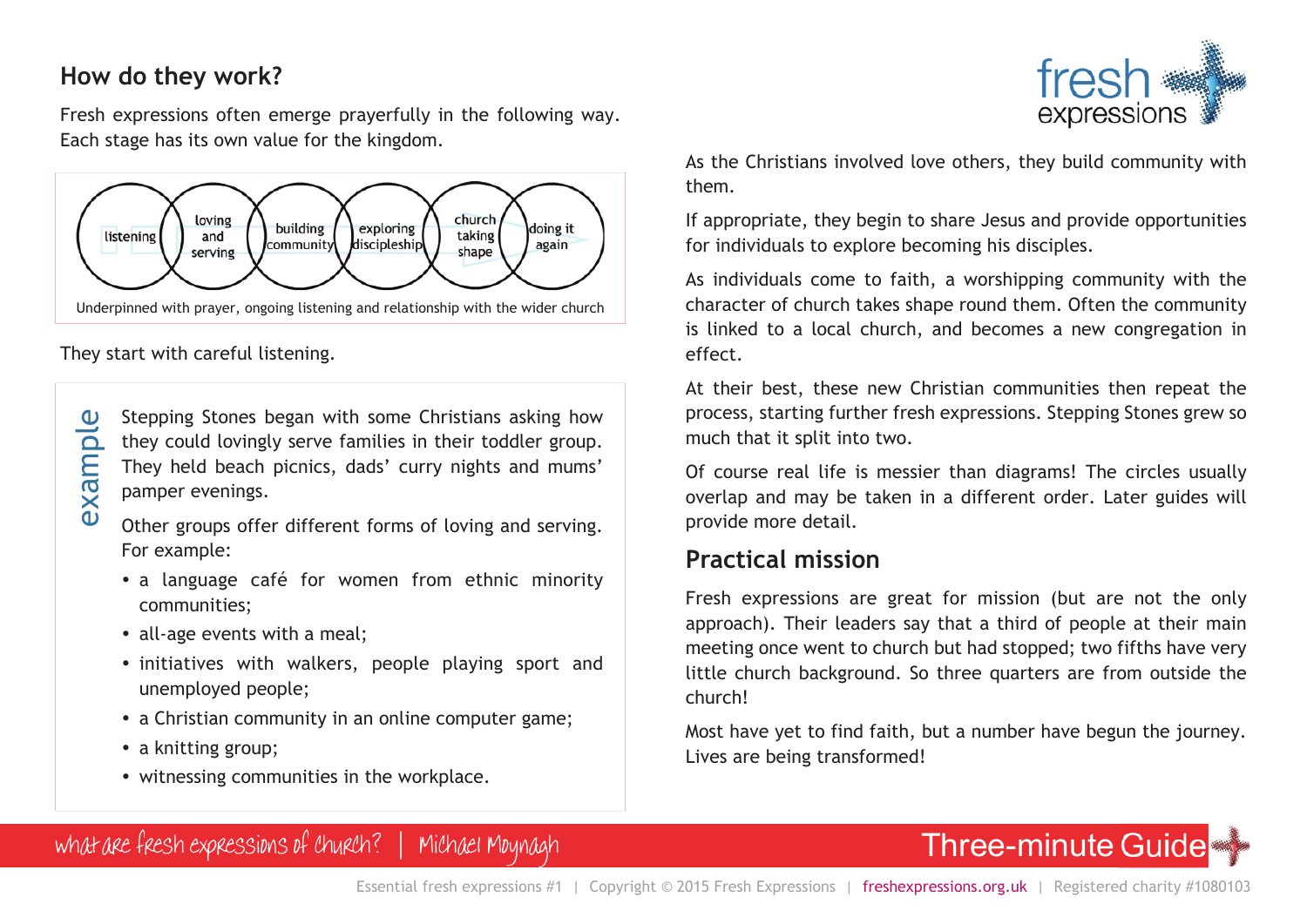## How do they work?

Fresh expressions often emerge prayerfully in the following way. Each stage has its own value for the kingdom.

listening

loving and serving

building community

exploring discipleship

church taking shape

doing it again

Underpinned with prayer, ongoing listening and relationship with the wider church

They start with careful listening.

**example**

Stepping Stones began with some Christians asking how they could lovingly serve families in their toddler group. They held beach picnics, dads' curry nights and mums' pamper evenings.

Other groups offer different forms of loving and serving. For example:

- a language café for women from ethnic minority communities;
- all-age events with a meal;
- initiatives with walkers, people playing sport and unemployed people;
- a Christian community in an online computer game;
- a knitting group;
- witnessing communities in the workplace.

As the Christians involved love others, they build community with them.

If appropriate, they begin to share Jesus and provide opportunities for individuals to explore becoming his disciples.

As individuals come to faith, a worshipping community with the character of church takes shape round them. Often the community is linked to a local church, and becomes a new congregation in effect.

At their best, these new Christian communities then repeat the process, starting further fresh expressions. Stepping Stones grew so much that it split into two.

Of course real life is messier than diagrams! The circles usually overlap and may be taken in a different order. Later guides will provide more detail.

## Practical mission

Fresh expressions are great for mission (but are not the only approach). Their leaders say that a third of people at their main meeting once went to church but had stopped; two fifths have very little church background. So three quarters are from outside the church!

Most have yet to find faith, but a number have begun the journey. Lives are being transformed!